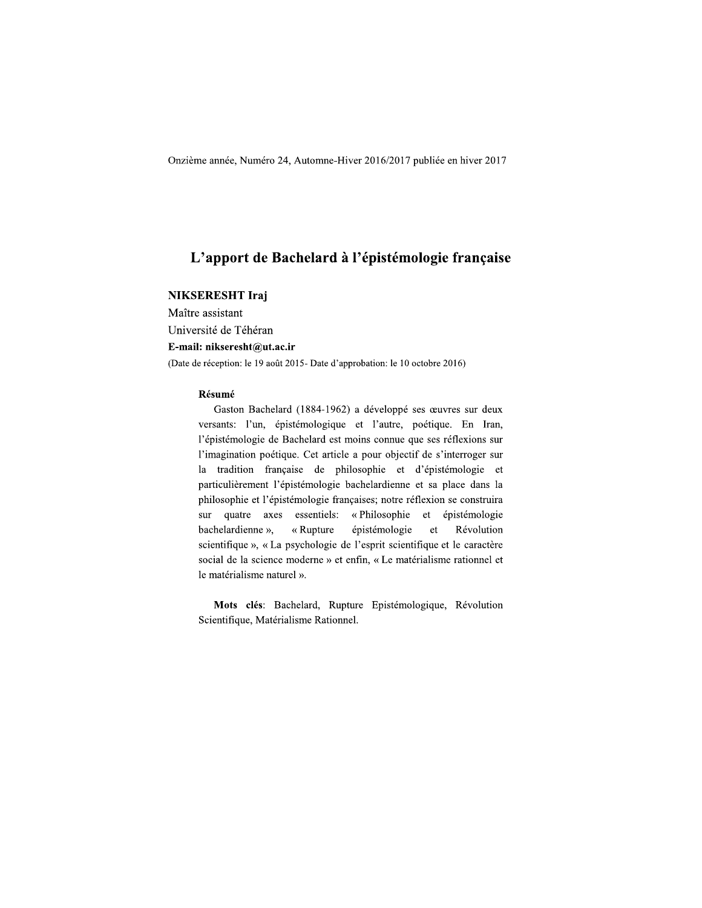Onzième année, Numéro 24, Automne-Hiver 2016/2017 publiée en hiver 2017

# L'apport de Bachelard à l'épistémologie française

**NIKSERESHT Iraj**

Maître assistant

Université de Téhéran

**E-mail: nikseresht@ut.ac.ir**

(Date de réception: le 19 août 2015- Date d'approbation: le 10 octobre 2016)

**Résumé**

Gaston Bachelard (1884-1962) a développé ses œuvres sur deux versants: l'un, épistémologique et l'autre, poétique. En Iran, l'épistémologie de Bachelard est moins connue que ses réflexions sur l'imagination poétique. Cet article a pour objectif de s'interroger sur la tradition française de philosophie et d'épistémologie et particulièrement l'épistémologie bachelardienne et sa place dans la philosophie et l'épistémologie françaises; notre réflexion se construira sur quatre axes essentiels: « Philosophie et épistémologie bachelardienne », « Rupture épistémologie et Révolution scientifique », « La psychologie de l'esprit scientifique et le caractère social de la science moderne » et enfin, « Le matérialisme rationnel et le matérialisme naturel ».

**Mots clés**: Bachelard, Rupture Epistémologique, Révolution Scientifique, Matérialisme Rationnel.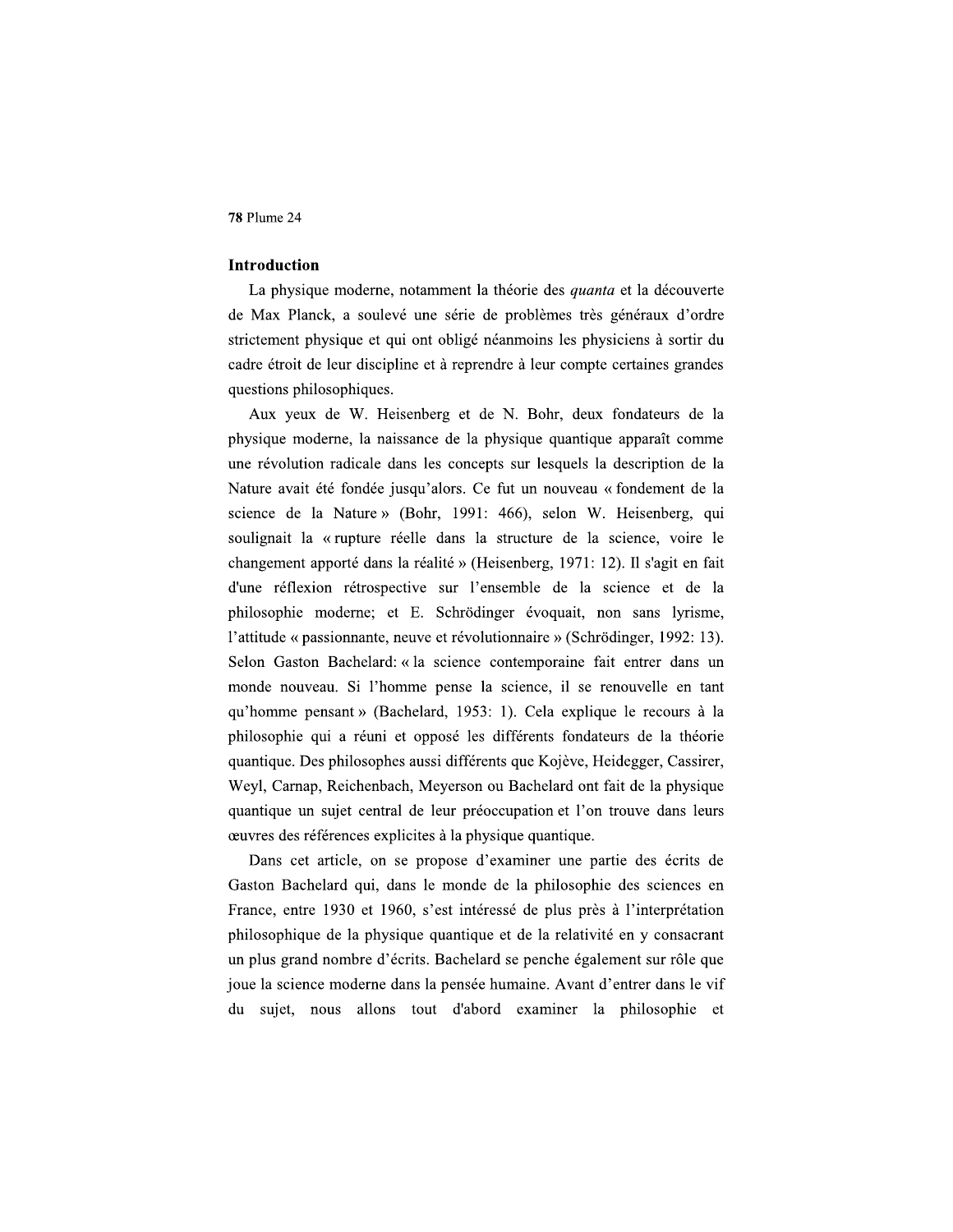## Introduction

La physique moderne, notamment la théorie des *quanta* et la découverte de Max Planck, a soulevé une série de problèmes très généraux d'ordre strictement physique et qui ont obligé néanmoins les physiciens à sortir du cadre étroit de leur discipline et à reprendre à leur compte certaines grandes questions philosophiques.

Aux yeux de W. Heisenberg et de N. Bohr, deux fondateurs de la physique moderne, la naissance de la physique quantique apparaît comme une révolution radicale dans les concepts sur lesquels la description de la Nature avait été fondée jusqu'alors. Ce fut un nouveau « fondement de la science de la Nature » (Bohr, 1991: 466), selon W. Heisenberg, qui soulignait la « rupture réelle dans la structure de la science, voire le changement apporté dans la réalité » (Heisenberg, 1971: 12). Il s'agit en fait d'une réflexion rétrospective sur l'ensemble de la science et de la philosophie moderne; et E. Schrödinger évoquait, non sans lyrisme, l'attitude « passionnante, neuve et révolutionnaire » (Schrödinger, 1992: 13). Selon Gaston Bachelard: « la science contemporaine fait entrer dans un monde nouveau. Si l'homme pense la science, il se renouvelle en tant qu'homme pensant » (Bachelard, 1953: 1). Cela explique le recours à la philosophie qui a réuni et opposé les différents fondateurs de la théorie quantique. Des philosophes aussi différents que Kojève, Heidegger, Cassirer, Weyl, Carnap, Reichenbach, Meyerson ou Bachelard ont fait de la physique quantique un sujet central de leur préoccupation et l'on trouve dans leurs œuvres des références explicites à la physique quantique.

Dans cet article, on se propose d'examiner une partie des écrits de Gaston Bachelard qui, dans le monde de la philosophie des sciences en France, entre 1930 et 1960, s'est intéressé de plus près à l'interprétation philosophique de la physique quantique et de la relativité en y consacrant un plus grand nombre d'écrits. Bachelard se penche également sur rôle que joue la science moderne dans la pensée humaine. Avant d'entrer dans le vif du sujet, nous allons tout d'abord examiner la philosophie et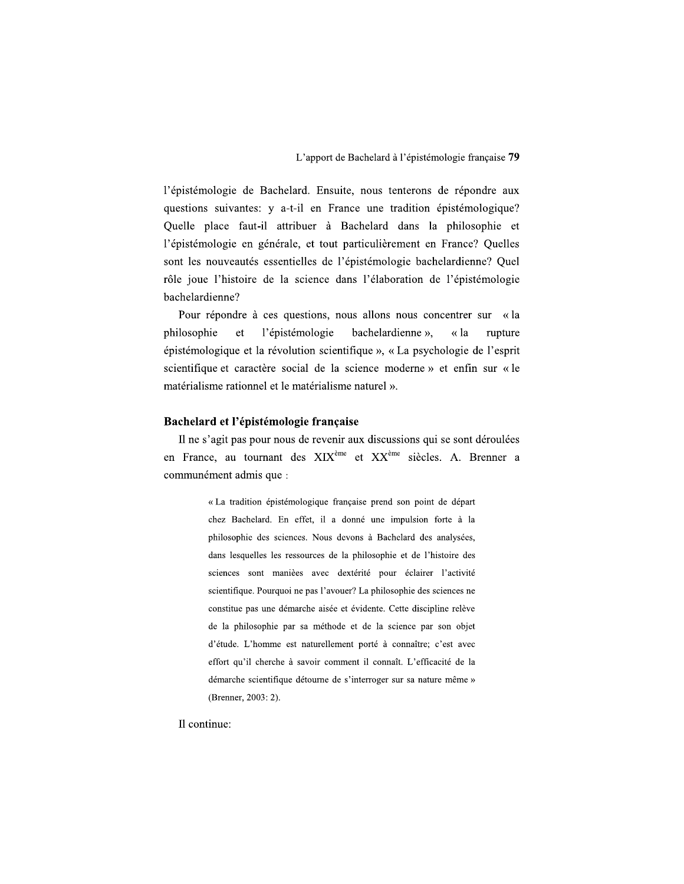l'épistémologie de Bachelard. Ensuite, nous tenterons de répondre aux questions suivantes: y a-t-il en France une tradition épistémologique? Quelle place faut-il attribuer à Bachelard dans la philosophie et l'épistémologie en générale, et tout particulièrement en France? Quelles sont les nouveautés essentielles de l'épistémologie bachelardienne? Quel rôle joue l'histoire de la science dans l'élaboration de l'épistémologie bachelardienne?

Pour répondre à ces questions, nous allons nous concentrer sur « la philosophie et l'épistémologie bachelardienne », « la rupture épistémologique et la révolution scientifique », « La psychologie de l'esprit scientifique et caractère social de la science moderne » et enfin sur « le matérialisme rationnel et le matérialisme naturel ».

## Bachelard et l'épistémologie française

Il ne s'agit pas pour nous de revenir aux discussions qui se sont déroulées en France, au tournant des XIX[ème] et XX[ème] siècles. A. Brenner a communément admis que :

> « La tradition épistémologique française prend son point de départ chez Bachelard. En effet, il a donné une impulsion forte à la philosophie des sciences. Nous devons à Bachelard des analysées, dans lesquelles les ressources de la philosophie et de l'histoire des sciences sont maniées avec dextérité pour éclairer l'activité scientifique. Pourquoi ne pas l'avouer? La philosophie des sciences ne constitue pas une démarche aisée et évidente. Cette discipline relève de la philosophie par sa méthode et de la science par son objet d'étude. L'homme est naturellement porté à connaître; c'est avec effort qu'il cherche à savoir comment il connaît. L'efficacité de la démarche scientifique détourne de s'interroger sur sa nature même » (Brenner, 2003: 2).

Il continue: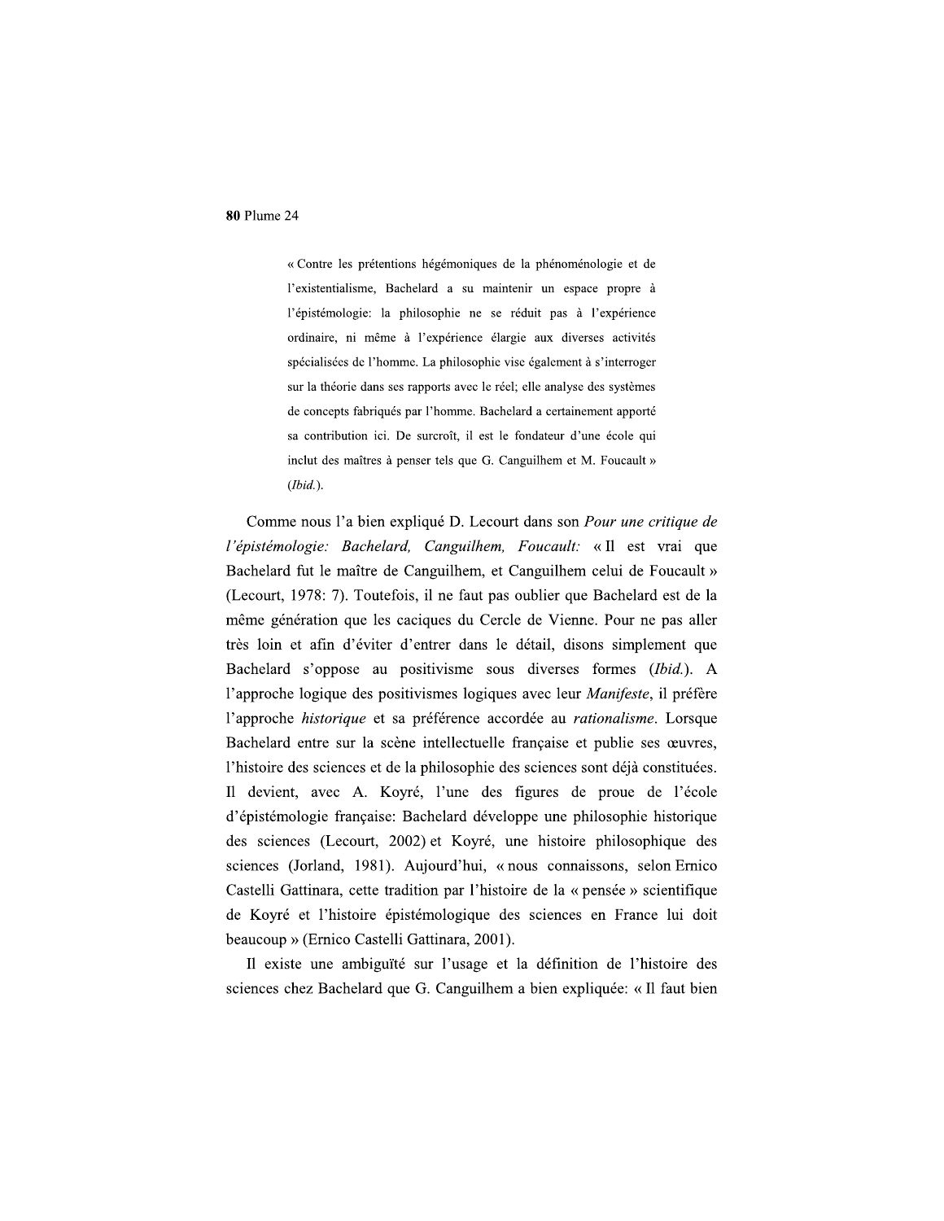> « Contre les prétentions hégémoniques de la phénoménologie et de l'existentialisme, Bachelard a su maintenir un espace propre à l'épistémologie: la philosophie ne se réduit pas à l'expérience ordinaire, ni même à l'expérience élargie aux diverses activités spécialisées de l'homme. La philosophie vise également à s'interroger sur la théorie dans ses rapports avec le réel; elle analyse des systèmes de concepts fabriqués par l'homme. Bachelard a certainement apporté sa contribution ici. De surcroît, il est le fondateur d'une école qui inclut des maîtres à penser tels que G. Canguilhem et M. Foucault » (*Ibid.*).

Comme nous l'a bien expliqué D. Lecourt dans son *Pour une critique de l'épistémologie: Bachelard, Canguilhem, Foucault:* « Il est vrai que Bachelard fut le maître de Canguilhem, et Canguilhem celui de Foucault » (Lecourt, 1978: 7). Toutefois, il ne faut pas oublier que Bachelard est de la même génération que les caciques du Cercle de Vienne. Pour ne pas aller très loin et afin d'éviter d'entrer dans le détail, disons simplement que Bachelard s'oppose au positivisme sous diverses formes (*Ibid.*). A l'approche logique des positivismes logiques avec leur *Manifeste*, il préfère l'approche *historique* et sa préférence accordée au *rationalisme*. Lorsque Bachelard entre sur la scène intellectuelle française et publie ses œuvres, l'histoire des sciences et de la philosophie des sciences sont déjà constituées. Il devient, avec A. Koyré, l'une des figures de proue de l'école d'épistémologie française: Bachelard développe une philosophie historique des sciences (Lecourt, 2002) et Koyré, une histoire philosophique des sciences (Jorland, 1981). Aujourd'hui, « nous connaissons, selon Ernico Castelli Gattinara, cette tradition par l'histoire de la « pensée » scientifique de Koyré et l'histoire épistémologique des sciences en France lui doit beaucoup » (Ernico Castelli Gattinara, 2001).

Il existe une ambiguïté sur l'usage et la définition de l'histoire des sciences chez Bachelard que G. Canguilhem a bien expliquée: « Il faut bien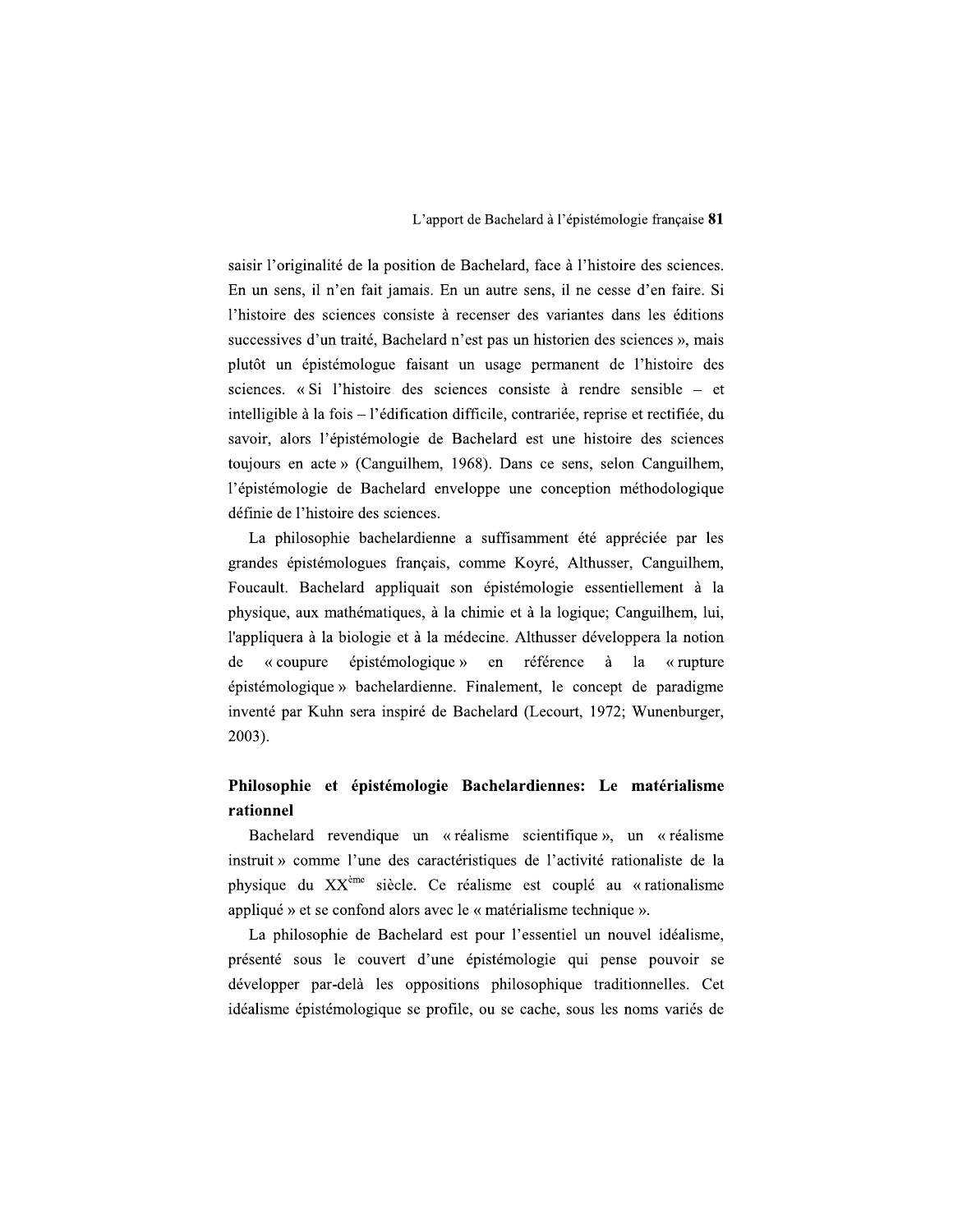saisir l'originalité de la position de Bachelard, face à l'histoire des sciences. En un sens, il n'en fait jamais. En un autre sens, il ne cesse d'en faire. Si l'histoire des sciences consiste à recenser des variantes dans les éditions successives d'un traité, Bachelard n'est pas un historien des sciences », mais plutôt un épistémologue faisant un usage permanent de l'histoire des sciences. « Si l'histoire des sciences consiste à rendre sensible – et intelligible à la fois – l'édification difficile, contrariée, reprise et rectifiée, du savoir, alors l'épistémologie de Bachelard est une histoire des sciences toujours en acte » (Canguilhem, 1968). Dans ce sens, selon Canguilhem, l'épistémologie de Bachelard enveloppe une conception méthodologique définie de l'histoire des sciences.

La philosophie bachelardienne a suffisamment été appréciée par les grandes épistémologues français, comme Koyré, Althusser, Canguilhem, Foucault. Bachelard appliquait son épistémologie essentiellement à la physique, aux mathématiques, à la chimie et à la logique; Canguilhem, lui, l'appliquera à la biologie et à la médecine. Althusser développera la notion de « coupure épistémologique » en référence à la « rupture épistémologique » bachelardienne. Finalement, le concept de paradigme inventé par Kuhn sera inspiré de Bachelard (Lecourt, 1972; Wunenburger, 2003).

## Philosophie et épistémologie Bachelardiennes: Le matérialisme rationnel

Bachelard revendique un « réalisme scientifique », un « réalisme instruit » comme l'une des caractéristiques de l'activité rationaliste de la physique du XX$^{ème}$ siècle. Ce réalisme est couplé au « rationalisme appliqué » et se confond alors avec le « matérialisme technique ».

La philosophie de Bachelard est pour l'essentiel un nouvel idéalisme, présenté sous le couvert d'une épistémologie qui pense pouvoir se développer par-delà les oppositions philosophique traditionnelles. Cet idéalisme épistémologique se profile, ou se cache, sous les noms variés de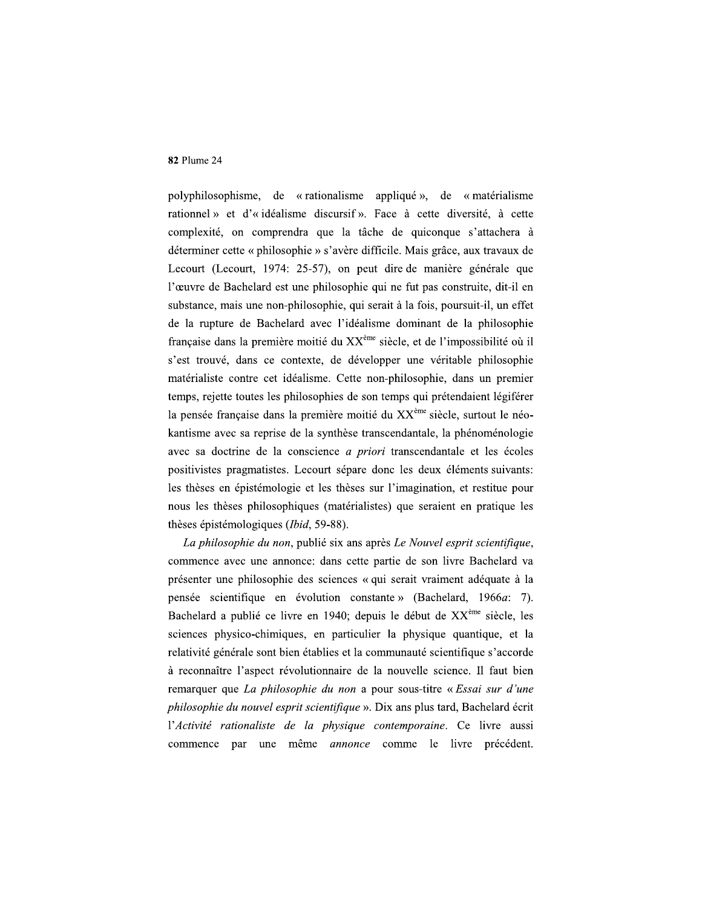polyphilosophisme, de « rationalisme appliqué », de « matérialisme rationnel » et d'« idéalisme discursif ». Face à cette diversité, à cette complexité, on comprendra que la tâche de quiconque s'attachera à déterminer cette « philosophie » s'avère difficile. Mais grâce, aux travaux de Lecourt (Lecourt, 1974: 25-57), on peut dire de manière générale que l'œuvre de Bachelard est une philosophie qui ne fut pas construite, dit-il en substance, mais une non-philosophie, qui serait à la fois, poursuit-il, un effet de la rupture de Bachelard avec l'idéalisme dominant de la philosophie française dans la première moitié du XX$^{ème}$ siècle, et de l'impossibilité où il s'est trouvé, dans ce contexte, de développer une véritable philosophie matérialiste contre cet idéalisme. Cette non-philosophie, dans un premier temps, rejette toutes les philosophies de son temps qui prétendaient légiférer la pensée française dans la première moitié du XX$^{ème}$ siècle, surtout le néo-kantisme avec sa reprise de la synthèse transcendantale, la phénoménologie avec sa doctrine de la conscience *a priori* transcendantale et les écoles positivistes pragmatistes. Lecourt sépare donc les deux éléments suivants: les thèses en épistémologie et les thèses sur l'imagination, et restitue pour nous les thèses philosophiques (matérialistes) que seraient en pratique les thèses épistémologiques (*Ibid*, 59-88).

*La philosophie du non*, publié six ans après *Le Nouvel esprit scientifique*, commence avec une annonce: dans cette partie de son livre Bachelard va présenter une philosophie des sciences « qui serait vraiment adéquate à la pensée scientifique en évolution constante » (Bachelard, 1966*a*: 7). Bachelard a publié ce livre en 1940; depuis le début de XX$^{ème}$ siècle, les sciences physico-chimiques, en particulier la physique quantique, et la relativité générale sont bien établies et la communauté scientifique s'accorde à reconnaître l'aspect révolutionnaire de la nouvelle science. Il faut bien remarquer que *La philosophie du non* a pour sous-titre « *Essai sur d'une philosophie du nouvel esprit scientifique* ». Dix ans plus tard, Bachelard écrit l'*Activité rationaliste de la physique contemporaine*. Ce livre aussi commence par une même *annonce* comme le livre précédent.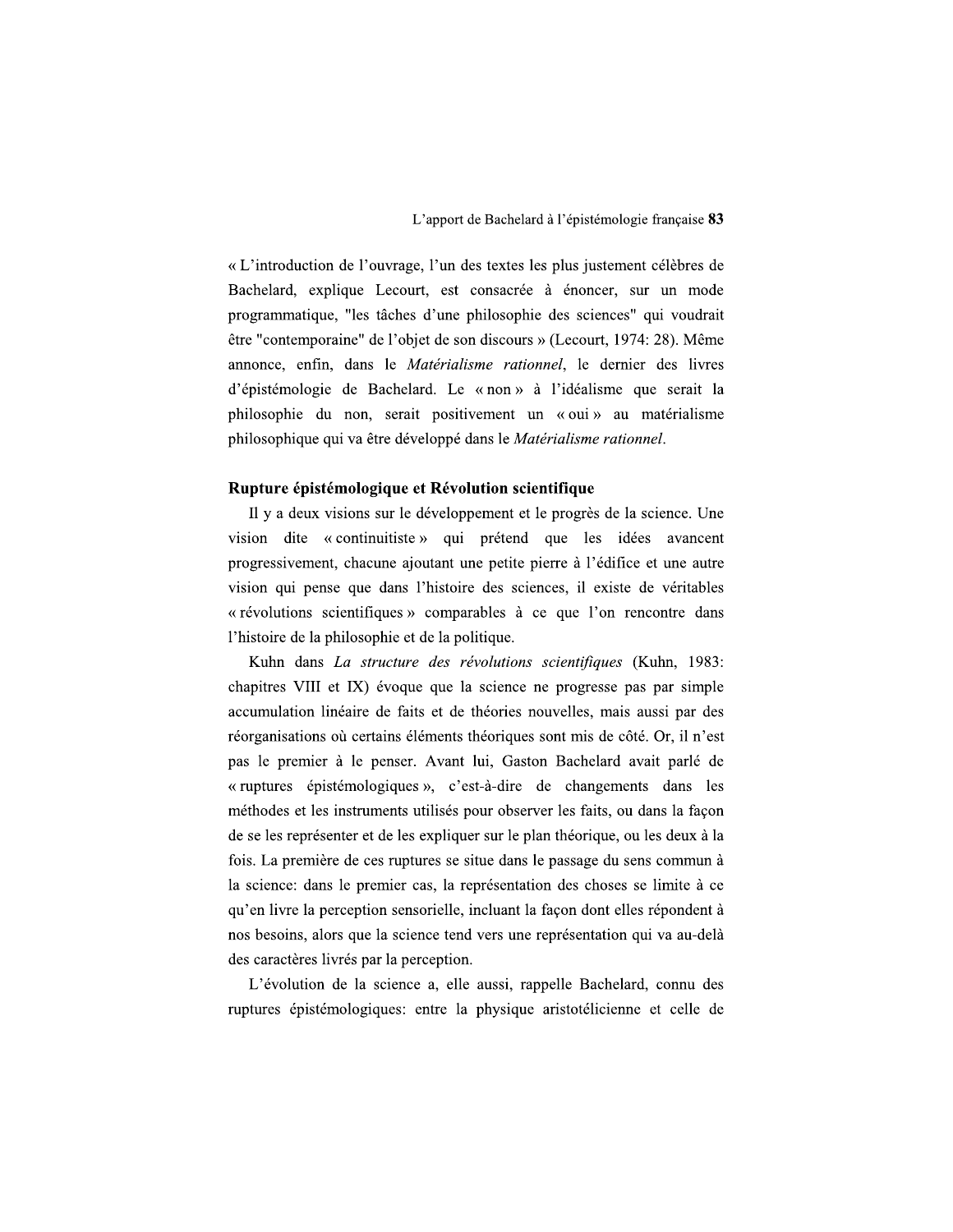« L'introduction de l'ouvrage, l'un des textes les plus justement célèbres de Bachelard, explique Lecourt, est consacrée à énoncer, sur un mode programmatique, "les tâches d'une philosophie des sciences" qui voudrait être "contemporaine" de l'objet de son discours » (Lecourt, 1974: 28). Même annonce, enfin, dans le *Matérialisme rationnel*, le dernier des livres d'épistémologie de Bachelard. Le « non » à l'idéalisme que serait la philosophie du non, serait positivement un « oui » au matérialisme philosophique qui va être développé dans le *Matérialisme rationnel*.

### Rupture épistémologique et Révolution scientifique

Il y a deux visions sur le développement et le progrès de la science. Une vision dite « continuitiste » qui prétend que les idées avancent progressivement, chacune ajoutant une petite pierre à l'édifice et une autre vision qui pense que dans l'histoire des sciences, il existe de véritables « révolutions scientifiques » comparables à ce que l'on rencontre dans l'histoire de la philosophie et de la politique.

Kuhn dans *La structure des révolutions scientifiques* (Kuhn, 1983: chapitres VIII et IX) évoque que la science ne progresse pas par simple accumulation linéaire de faits et de théories nouvelles, mais aussi par des réorganisations où certains éléments théoriques sont mis de côté. Or, il n'est pas le premier à le penser. Avant lui, Gaston Bachelard avait parlé de « ruptures épistémologiques », c'est-à-dire de changements dans les méthodes et les instruments utilisés pour observer les faits, ou dans la façon de se les représenter et de les expliquer sur le plan théorique, ou les deux à la fois. La première de ces ruptures se situe dans le passage du sens commun à la science: dans le premier cas, la représentation des choses se limite à ce qu'en livre la perception sensorielle, incluant la façon dont elles répondent à nos besoins, alors que la science tend vers une représentation qui va au-delà des caractères livrés par la perception.

L'évolution de la science a, elle aussi, rappelle Bachelard, connu des ruptures épistémologiques: entre la physique aristotélicienne et celle de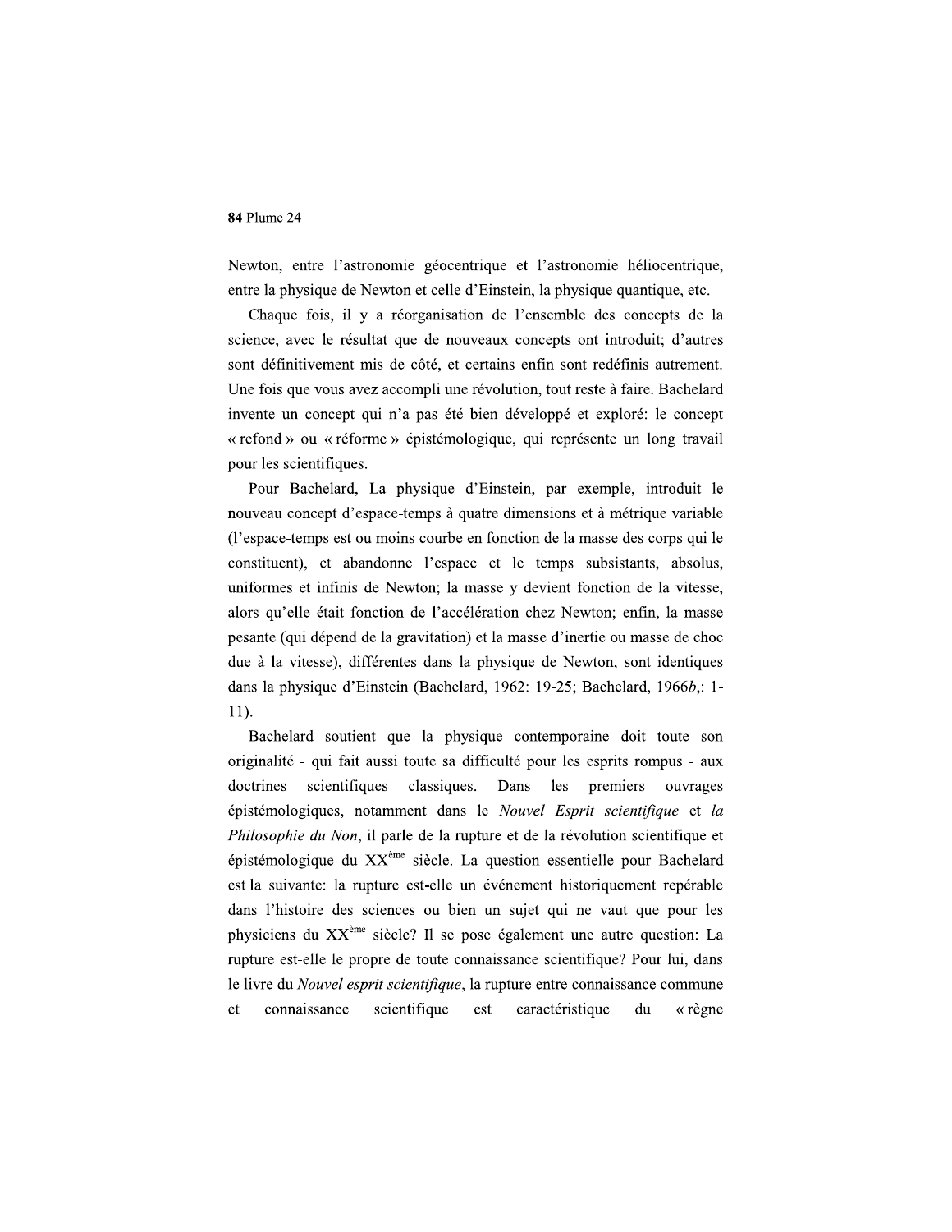Newton, entre l'astronomie géocentrique et l'astronomie héliocentrique, entre la physique de Newton et celle d'Einstein, la physique quantique, etc.

Chaque fois, il y a réorganisation de l'ensemble des concepts de la science, avec le résultat que de nouveaux concepts ont introduit; d'autres sont définitivement mis de côté, et certains enfin sont redéfinis autrement. Une fois que vous avez accompli une révolution, tout reste à faire. Bachelard invente un concept qui n'a pas été bien développé et exploré: le concept « refond » ou « réforme » épistémologique, qui représente un long travail pour les scientifiques.

Pour Bachelard, La physique d'Einstein, par exemple, introduit le nouveau concept d'espace-temps à quatre dimensions et à métrique variable (l'espace-temps est ou moins courbe en fonction de la masse des corps qui le constituent), et abandonne l'espace et le temps subsistants, absolus, uniformes et infinis de Newton; la masse y devient fonction de la vitesse, alors qu'elle était fonction de l'accélération chez Newton; enfin, la masse pesante (qui dépend de la gravitation) et la masse d'inertie ou masse de choc due à la vitesse), différentes dans la physique de Newton, sont identiques dans la physique d'Einstein (Bachelard, 1962: 19-25; Bachelard, 1966*b*,: 1-11).

Bachelard soutient que la physique contemporaine doit toute son originalité - qui fait aussi toute sa difficulté pour les esprits rompus - aux doctrines scientifiques classiques. Dans les premiers ouvrages épistémologiques, notamment dans le *Nouvel Esprit scientifique* et *la Philosophie du Non*, il parle de la rupture et de la révolution scientifique et épistémologique du XX^ème^ siècle. La question essentielle pour Bachelard est la suivante: la rupture est-elle un événement historiquement repérable dans l'histoire des sciences ou bien un sujet qui ne vaut que pour les physiciens du XX^ème^ siècle? Il se pose également une autre question: La rupture est-elle le propre de toute connaissance scientifique? Pour lui, dans le livre du *Nouvel esprit scientifique*, la rupture entre connaissance commune et connaissance scientifique est caractéristique du « règne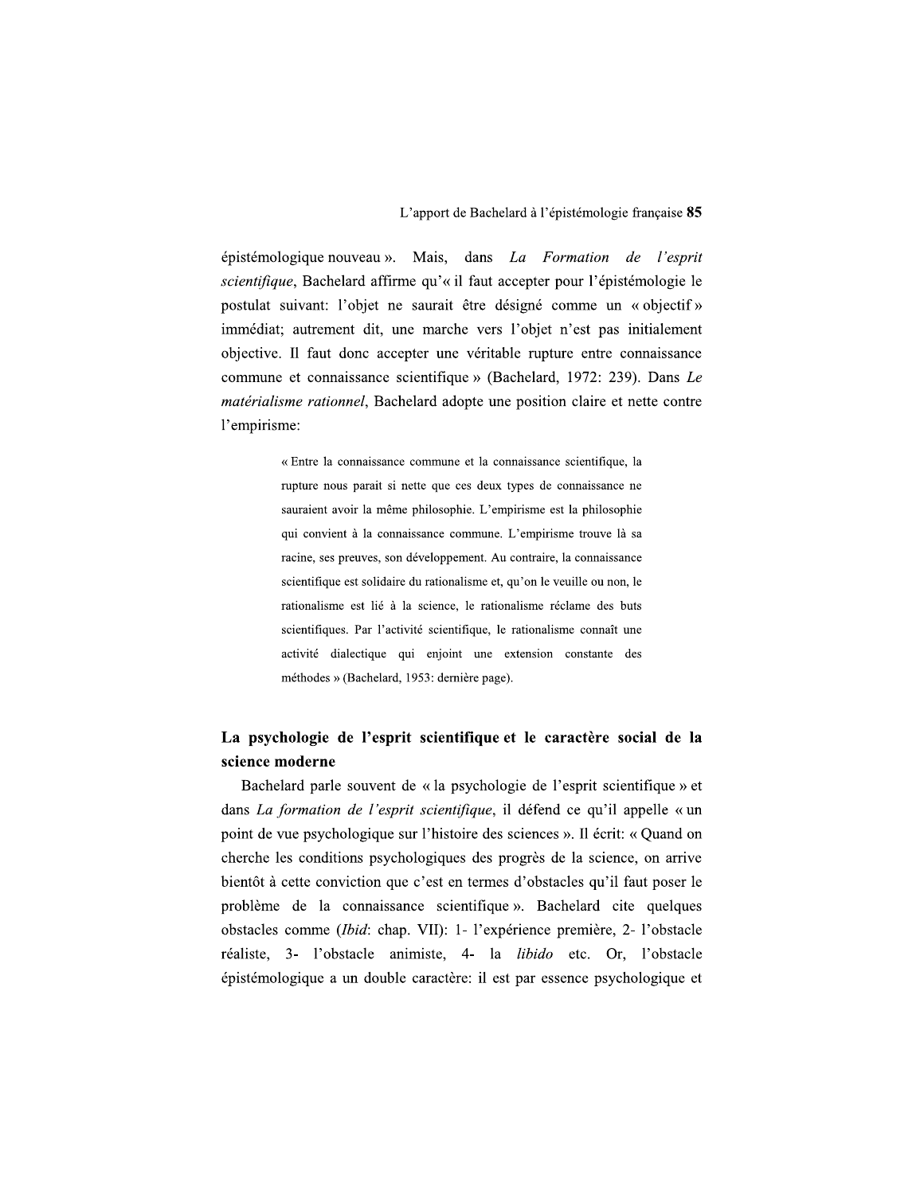épistémologique nouveau ». Mais, dans *La Formation de l'esprit scientifique*, Bachelard affirme qu'« il faut accepter pour l'épistémologie le postulat suivant: l'objet ne saurait être désigné comme un « objectif » immédiat; autrement dit, une marche vers l'objet n'est pas initialement objective. Il faut donc accepter une véritable rupture entre connaissance commune et connaissance scientifique » (Bachelard, 1972: 239). Dans *Le matérialisme rationnel*, Bachelard adopte une position claire et nette contre l'empirisme:

> « Entre la connaissance commune et la connaissance scientifique, la rupture nous parait si nette que ces deux types de connaissance ne sauraient avoir la même philosophie. L'empirisme est la philosophie qui convient à la connaissance commune. L'empirisme trouve là sa racine, ses preuves, son développement. Au contraire, la connaissance scientifique est solidaire du rationalisme et, qu'on le veuille ou non, le rationalisme est lié à la science, le rationalisme réclame des buts scientifiques. Par l'activité scientifique, le rationalisme connaît une activité dialectique qui enjoint une extension constante des méthodes » (Bachelard, 1953: dernière page).

## La psychologie de l'esprit scientifique et le caractère social de la science moderne

Bachelard parle souvent de « la psychologie de l'esprit scientifique » et dans *La formation de l'esprit scientifique*, il défend ce qu'il appelle « un point de vue psychologique sur l'histoire des sciences ». Il écrit: « Quand on cherche les conditions psychologiques des progrès de la science, on arrive bientôt à cette conviction que c'est en termes d'obstacles qu'il faut poser le problème de la connaissance scientifique ». Bachelard cite quelques obstacles comme (*Ibid*: chap. VII): 1- l'expérience première, 2- l'obstacle réaliste, 3- l'obstacle animiste, 4- la *libido* etc. Or, l'obstacle épistémologique a un double caractère: il est par essence psychologique et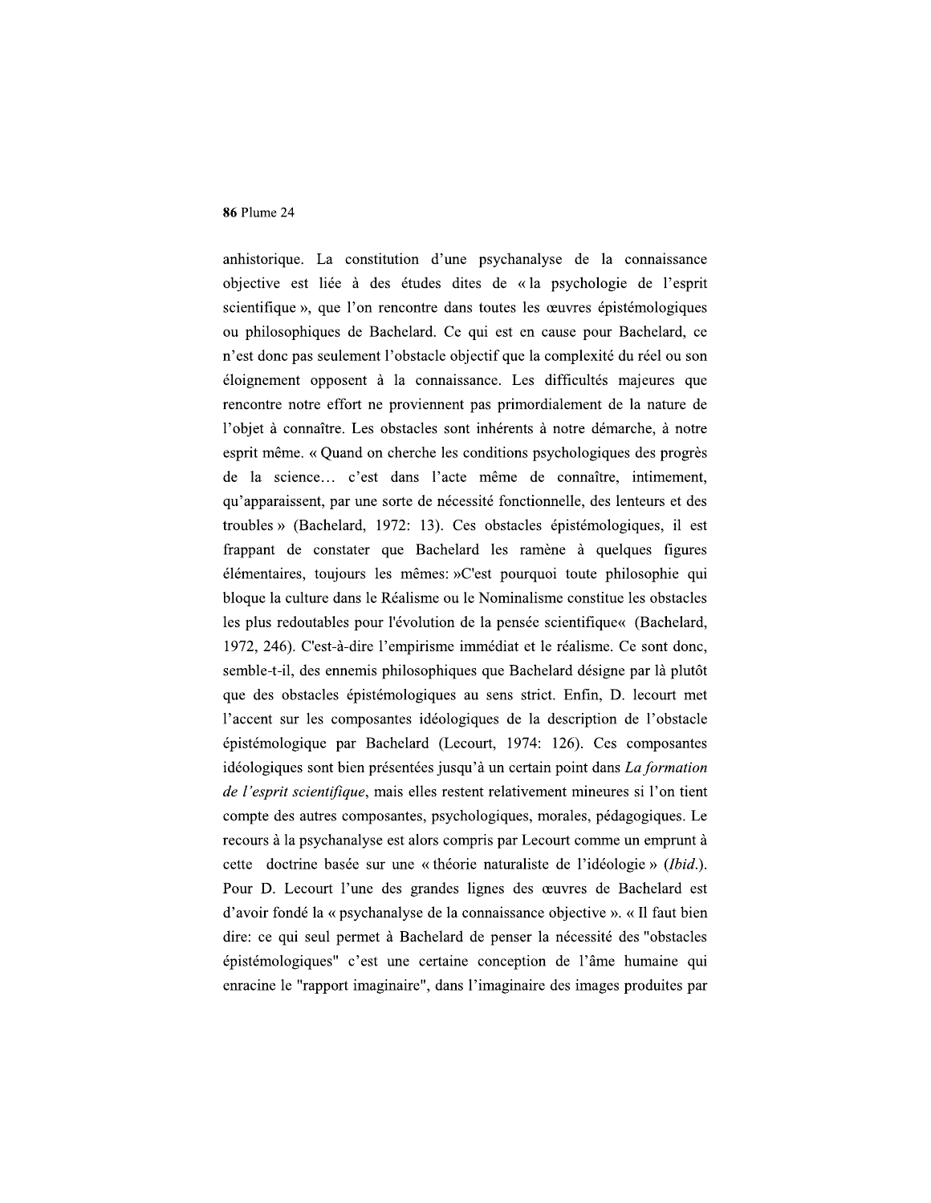anhistorique. La constitution d'une psychanalyse de la connaissance objective est liée à des études dites de « la psychologie de l'esprit scientifique », que l'on rencontre dans toutes les œuvres épistémologiques ou philosophiques de Bachelard. Ce qui est en cause pour Bachelard, ce n'est donc pas seulement l'obstacle objectif que la complexité du réel ou son éloignement opposent à la connaissance. Les difficultés majeures que rencontre notre effort ne proviennent pas primordialement de la nature de l'objet à connaître. Les obstacles sont inhérents à notre démarche, à notre esprit même. « Quand on cherche les conditions psychologiques des progrès de la science… c'est dans l'acte même de connaître, intimement, qu'apparaissent, par une sorte de nécessité fonctionnelle, des lenteurs et des troubles » (Bachelard, 1972: 13). Ces obstacles épistémologiques, il est frappant de constater que Bachelard les ramène à quelques figures élémentaires, toujours les mêmes: »C'est pourquoi toute philosophie qui bloque la culture dans le Réalisme ou le Nominalisme constitue les obstacles les plus redoutables pour l'évolution de la pensée scientifique« (Bachelard, 1972, 246). C'est-à-dire l'empirisme immédiat et le réalisme. Ce sont donc, semble-t-il, des ennemis philosophiques que Bachelard désigne par là plutôt que des obstacles épistémologiques au sens strict. Enfin, D. lecourt met l'accent sur les composantes idéologiques de la description de l'obstacle épistémologique par Bachelard (Lecourt, 1974: 126). Ces composantes idéologiques sont bien présentées jusqu'à un certain point dans *La formation de l'esprit scientifique*, mais elles restent relativement mineures si l'on tient compte des autres composantes, psychologiques, morales, pédagogiques. Le recours à la psychanalyse est alors compris par Lecourt comme un emprunt à cette doctrine basée sur une « théorie naturaliste de l'idéologie » (*Ibid*.). Pour D. Lecourt l'une des grandes lignes des œuvres de Bachelard est d'avoir fondé la « psychanalyse de la connaissance objective ». « Il faut bien dire: ce qui seul permet à Bachelard de penser la nécessité des "obstacles épistémologiques" c'est une certaine conception de l'âme humaine qui enracine le "rapport imaginaire", dans l'imaginaire des images produites par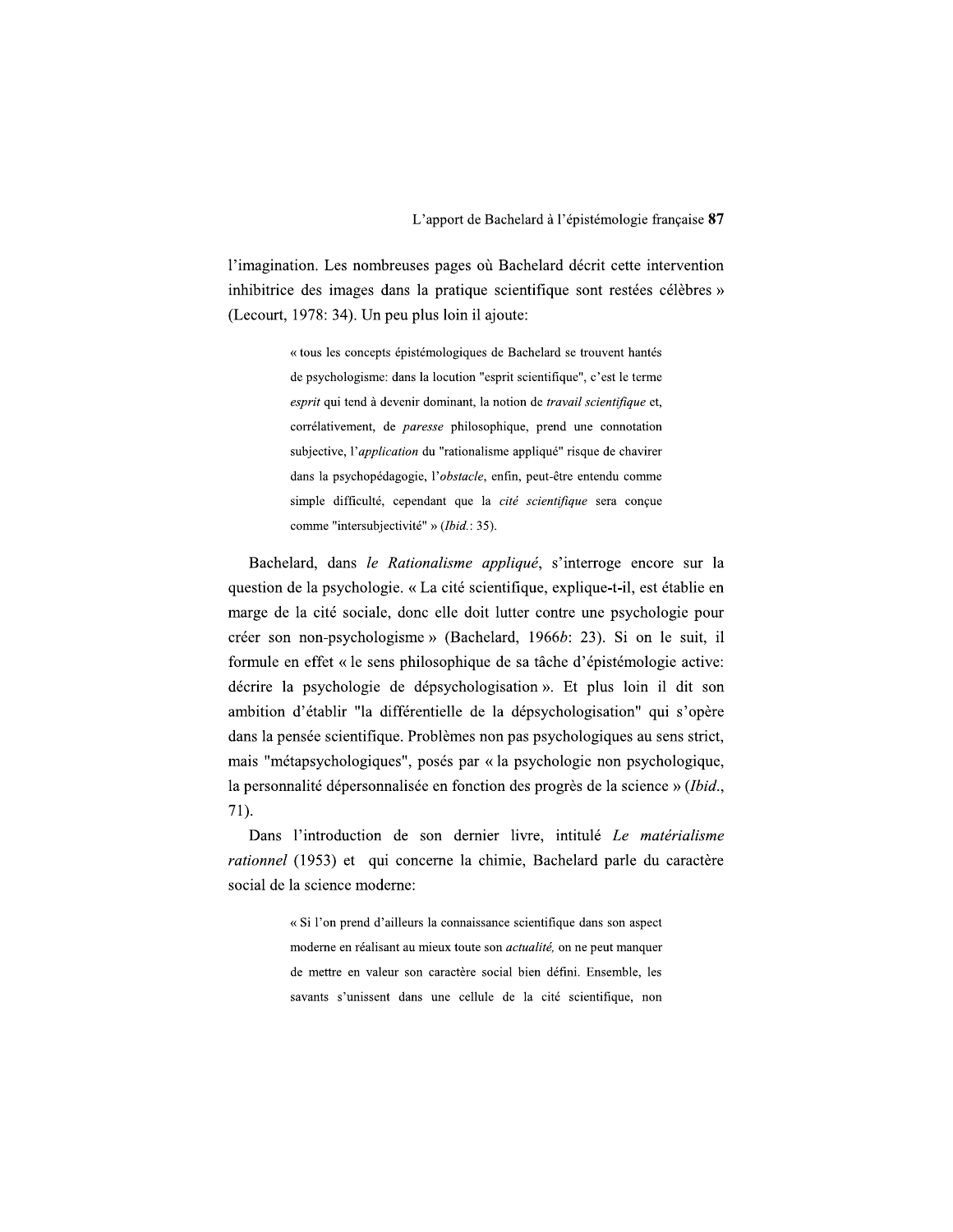l'imagination. Les nombreuses pages où Bachelard décrit cette intervention inhibitrice des images dans la pratique scientifique sont restées célèbres » (Lecourt, 1978: 34). Un peu plus loin il ajoute:

> « tous les concepts épistémologiques de Bachelard se trouvent hantés de psychologisme: dans la locution "esprit scientifique", c'est le terme *esprit* qui tend à devenir dominant, la notion de *travail scientifique* et, corrélativement, de *paresse* philosophique, prend une connotation subjective, l'*application* du "rationalisme appliqué" risque de chavirer dans la psychopédagogie, l'*obstacle*, enfin, peut-être entendu comme simple difficulté, cependant que la *cité scientifique* sera conçue comme "intersubjectivité" » (*Ibid.*: 35).

Bachelard, dans *le Rationalisme appliqué*, s'interroge encore sur la question de la psychologie. « La cité scientifique, explique-t-il, est établie en marge de la cité sociale, donc elle doit lutter contre une psychologie pour créer son non-psychologisme » (Bachelard, 1966*b*: 23). Si on le suit, il formule en effet « le sens philosophique de sa tâche d'épistémologie active: décrire la psychologie de dépsychologisation ». Et plus loin il dit son ambition d'établir "la différentielle de la dépsychologisation" qui s'opère dans la pensée scientifique. Problèmes non pas psychologiques au sens strict, mais "métapsychologiques", posés par « la psychologie non psychologique, la personnalité dépersonnalisée en fonction des progrès de la science » (*Ibid.*, 71).

Dans l'introduction de son dernier livre, intitulé *Le matérialisme rationnel* (1953) et qui concerne la chimie, Bachelard parle du caractère social de la science moderne:

> « Si l'on prend d'ailleurs la connaissance scientifique dans son aspect moderne en réalisant au mieux toute son *actualité,* on ne peut manquer de mettre en valeur son caractère social bien défini. Ensemble, les savants s'unissent dans une cellule de la cité scientifique, non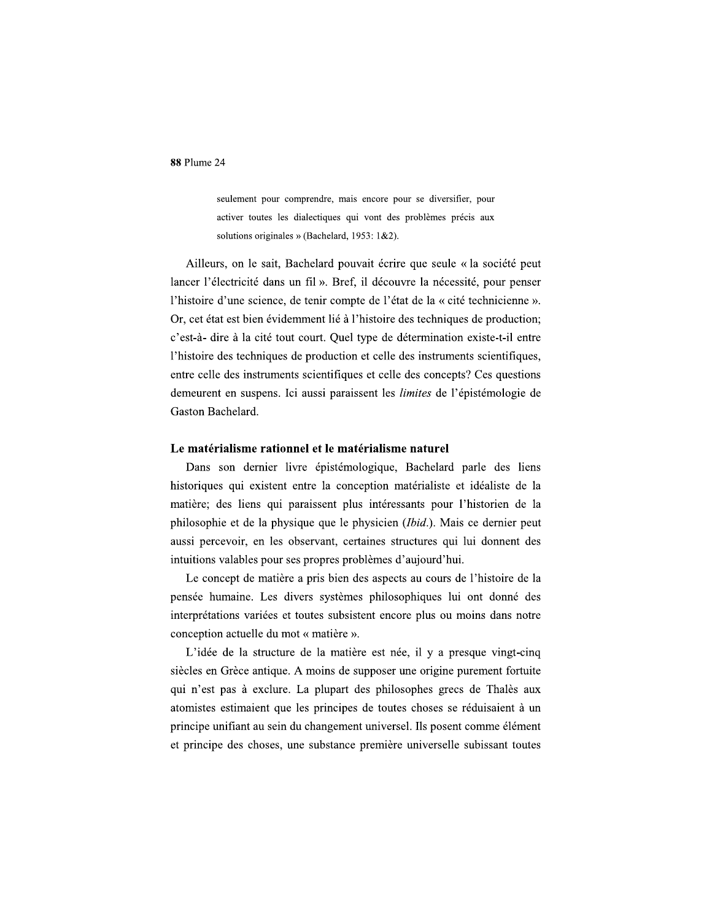> seulement pour comprendre, mais encore pour se diversifier, pour activer toutes les dialectiques qui vont des problèmes précis aux solutions originales » (Bachelard, 1953: 1&2).

Ailleurs, on le sait, Bachelard pouvait écrire que seule « la société peut lancer l'électricité dans un fil ». Bref, il découvre la nécessité, pour penser l'histoire d'une science, de tenir compte de l'état de la « cité technicienne ». Or, cet état est bien évidemment lié à l'histoire des techniques de production; c'est-à- dire à la cité tout court. Quel type de détermination existe-t-il entre l'histoire des techniques de production et celle des instruments scientifiques, entre celle des instruments scientifiques et celle des concepts? Ces questions demeurent en suspens. Ici aussi paraissent les *limites* de l'épistémologie de Gaston Bachelard.

### Le matérialisme rationnel et le matérialisme naturel

Dans son dernier livre épistémologique, Bachelard parle des liens historiques qui existent entre la conception matérialiste et idéaliste de la matière; des liens qui paraissent plus intéressants pour l'historien de la philosophie et de la physique que le physicien (*Ibid.*). Mais ce dernier peut aussi percevoir, en les observant, certaines structures qui lui donnent des intuitions valables pour ses propres problèmes d'aujourd'hui.

Le concept de matière a pris bien des aspects au cours de l'histoire de la pensée humaine. Les divers systèmes philosophiques lui ont donné des interprétations variées et toutes subsistent encore plus ou moins dans notre conception actuelle du mot « matière ».

L'idée de la structure de la matière est née, il y a presque vingt-cinq siècles en Grèce antique. A moins de supposer une origine purement fortuite qui n'est pas à exclure. La plupart des philosophes grecs de Thalès aux atomistes estimaient que les principes de toutes choses se réduisaient à un principe unifiant au sein du changement universel. Ils posent comme élément et principe des choses, une substance première universelle subissant toutes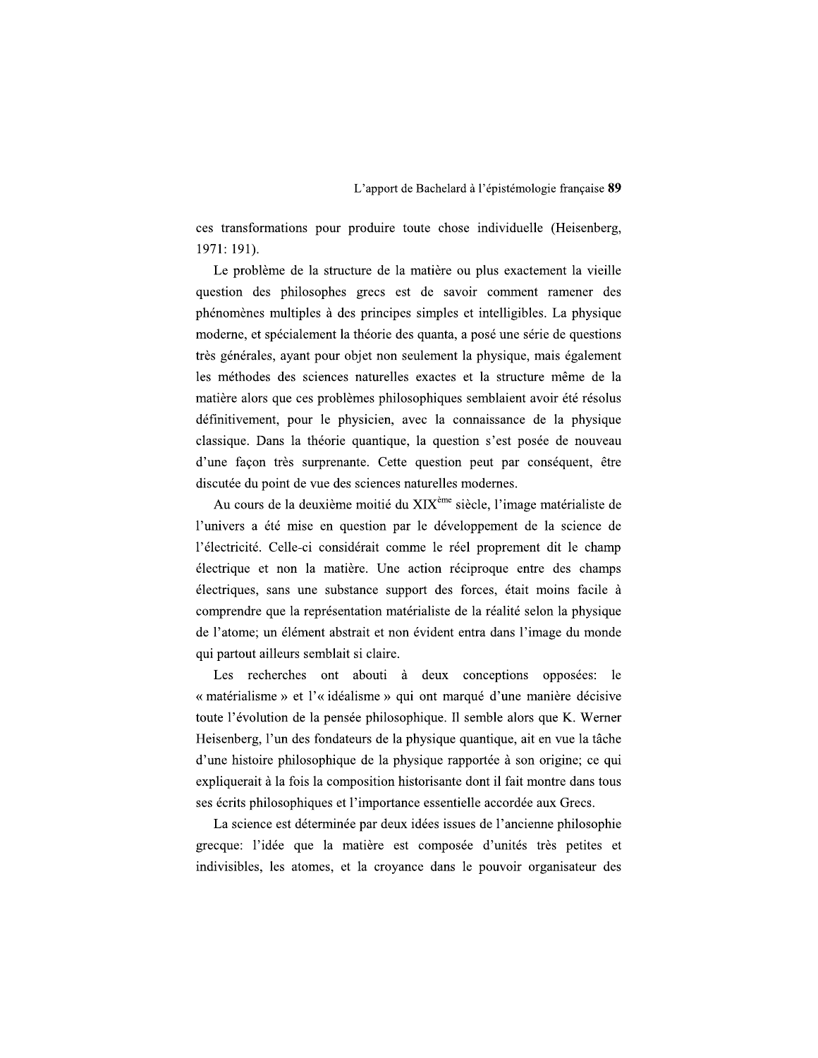ces transformations pour produire toute chose individuelle (Heisenberg, 1971: 191).

Le problème de la structure de la matière ou plus exactement la vieille question des philosophes grecs est de savoir comment ramener des phénomènes multiples à des principes simples et intelligibles. La physique moderne, et spécialement la théorie des quanta, a posé une série de questions très générales, ayant pour objet non seulement la physique, mais également les méthodes des sciences naturelles exactes et la structure même de la matière alors que ces problèmes philosophiques semblaient avoir été résolus définitivement, pour le physicien, avec la connaissance de la physique classique. Dans la théorie quantique, la question s'est posée de nouveau d'une façon très surprenante. Cette question peut par conséquent, être discutée du point de vue des sciences naturelles modernes.

Au cours de la deuxième moitié du XIX[ème] siècle, l'image matérialiste de l'univers a été mise en question par le développement de la science de l'électricité. Celle-ci considérait comme le réel proprement dit le champ électrique et non la matière. Une action réciproque entre des champs électriques, sans une substance support des forces, était moins facile à comprendre que la représentation matérialiste de la réalité selon la physique de l'atome; un élément abstrait et non évident entra dans l'image du monde qui partout ailleurs semblait si claire.

Les recherches ont abouti à deux conceptions opposées: le « matérialisme » et l'« idéalisme » qui ont marqué d'une manière décisive toute l'évolution de la pensée philosophique. Il semble alors que K. Werner Heisenberg, l'un des fondateurs de la physique quantique, ait en vue la tâche d'une histoire philosophique de la physique rapportée à son origine; ce qui expliquerait à la fois la composition historisante dont il fait montre dans tous ses écrits philosophiques et l'importance essentielle accordée aux Grecs.

La science est déterminée par deux idées issues de l'ancienne philosophie grecque: l'idée que la matière est composée d'unités très petites et indivisibles, les atomes, et la croyance dans le pouvoir organisateur des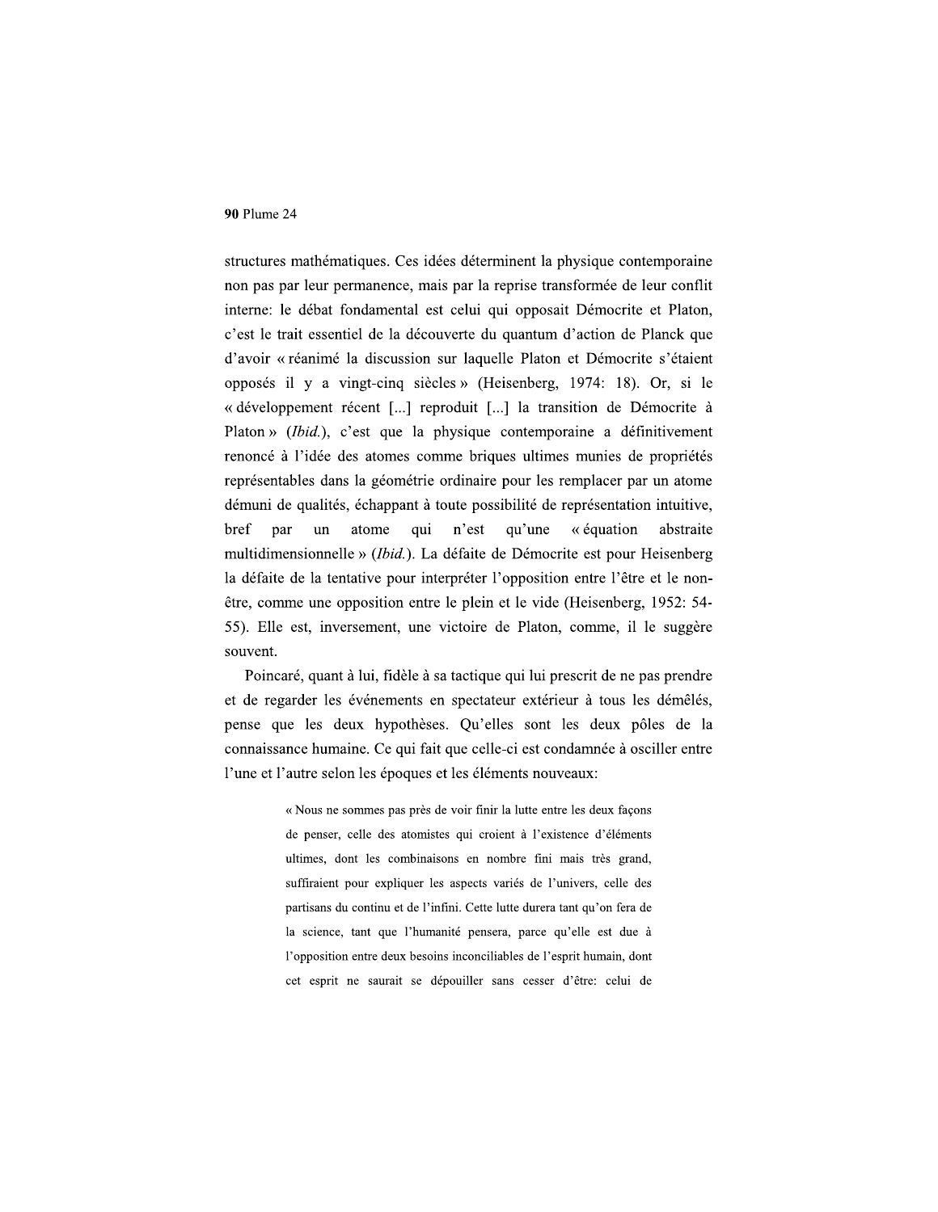structures mathématiques. Ces idées déterminent la physique contemporaine non pas par leur permanence, mais par la reprise transformée de leur conflit interne: le débat fondamental est celui qui opposait Démocrite et Platon, c'est le trait essentiel de la découverte du quantum d'action de Planck que d'avoir « réanimé la discussion sur laquelle Platon et Démocrite s'étaient opposés il y a vingt-cinq siècles » (Heisenberg, 1974: 18). Or, si le « développement récent [...] reproduit [...] la transition de Démocrite à Platon » (*Ibid.*), c'est que la physique contemporaine a définitivement renoncé à l'idée des atomes comme briques ultimes munies de propriétés représentables dans la géométrie ordinaire pour les remplacer par un atome démuni de qualités, échappant à toute possibilité de représentation intuitive, bref par un atome qui n'est qu'une « équation abstraite multidimensionnelle » (*Ibid.*). La défaite de Démocrite est pour Heisenberg la défaite de la tentative pour interpréter l'opposition entre l'être et le non-être, comme une opposition entre le plein et le vide (Heisenberg, 1952: 54-55). Elle est, inversement, une victoire de Platon, comme, il le suggère souvent.

Poincaré, quant à lui, fidèle à sa tactique qui lui prescrit de ne pas prendre et de regarder les événements en spectateur extérieur à tous les démêlés, pense que les deux hypothèses. Qu'elles sont les deux pôles de la connaissance humaine. Ce qui fait que celle-ci est condamnée à osciller entre l'une et l'autre selon les époques et les éléments nouveaux:

> « Nous ne sommes pas près de voir finir la lutte entre les deux façons de penser, celle des atomistes qui croient à l'existence d'éléments ultimes, dont les combinaisons en nombre fini mais très grand, suffiraient pour expliquer les aspects variés de l'univers, celle des partisans du continu et de l'infini. Cette lutte durera tant qu'on fera de la science, tant que l'humanité pensera, parce qu'elle est due à l'opposition entre deux besoins inconciliables de l'esprit humain, dont cet esprit ne saurait se dépouiller sans cesser d'être: celui de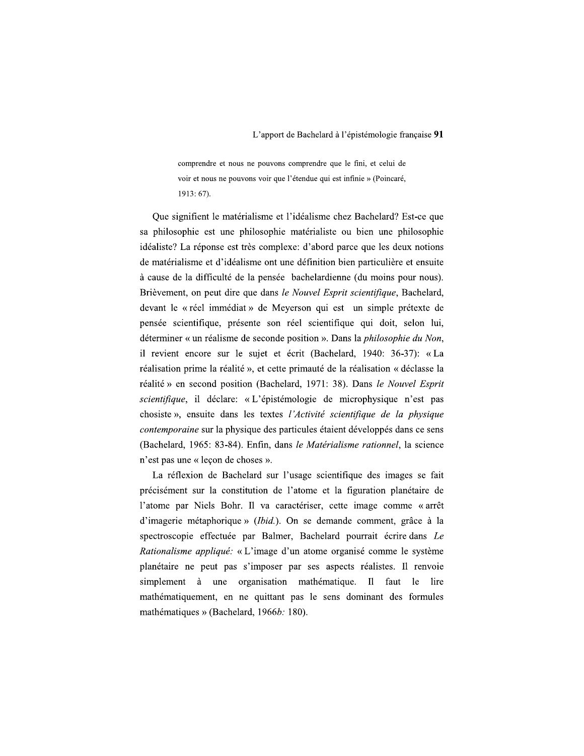> comprendre et nous ne pouvons comprendre que le fini, et celui de voir et nous ne pouvons voir que l'étendue qui est infinie » (Poincaré, 1913: 67).

Que signifient le matérialisme et l'idéalisme chez Bachelard? Est-ce que sa philosophie est une philosophie matérialiste ou bien une philosophie idéaliste? La réponse est très complexe: d'abord parce que les deux notions de matérialisme et d'idéalisme ont une définition bien particulière et ensuite à cause de la difficulté de la pensée bachelardienne (du moins pour nous). Brièvement, on peut dire que dans *le Nouvel Esprit scientifique*, Bachelard, devant le « réel immédiat » de Meyerson qui est un simple prétexte de pensée scientifique, présente son réel scientifique qui doit, selon lui, déterminer « un réalisme de seconde position ». Dans la *philosophie du Non*, il revient encore sur le sujet et écrit (Bachelard, 1940: 36-37): « La réalisation prime la réalité », et cette primauté de la réalisation « déclasse la réalité » en second position (Bachelard, 1971: 38). Dans *le Nouvel Esprit scientifique*, il déclare: « L'épistémologie de microphysique n'est pas chosiste », ensuite dans les textes *l'Activité scientifique de la physique contemporaine* sur la physique des particules étaient développés dans ce sens (Bachelard, 1965: 83-84). Enfin, dans *le Matérialisme rationnel*, la science n'est pas une « leçon de choses ».

La réflexion de Bachelard sur l'usage scientifique des images se fait précisément sur la constitution de l'atome et la figuration planétaire de l'atome par Niels Bohr. Il va caractériser, cette image comme « arrêt d'imagerie métaphorique » (*Ibid.*). On se demande comment, grâce à la spectroscopie effectuée par Balmer, Bachelard pourrait écrire dans *Le Rationalisme appliqué:* « L'image d'un atome organisé comme le système planétaire ne peut pas s'imposer par ses aspects réalistes. Il renvoie simplement à une organisation mathématique. Il faut le lire mathématiquement, en ne quittant pas le sens dominant des formules mathématiques » (Bachelard, 1966*b:* 180).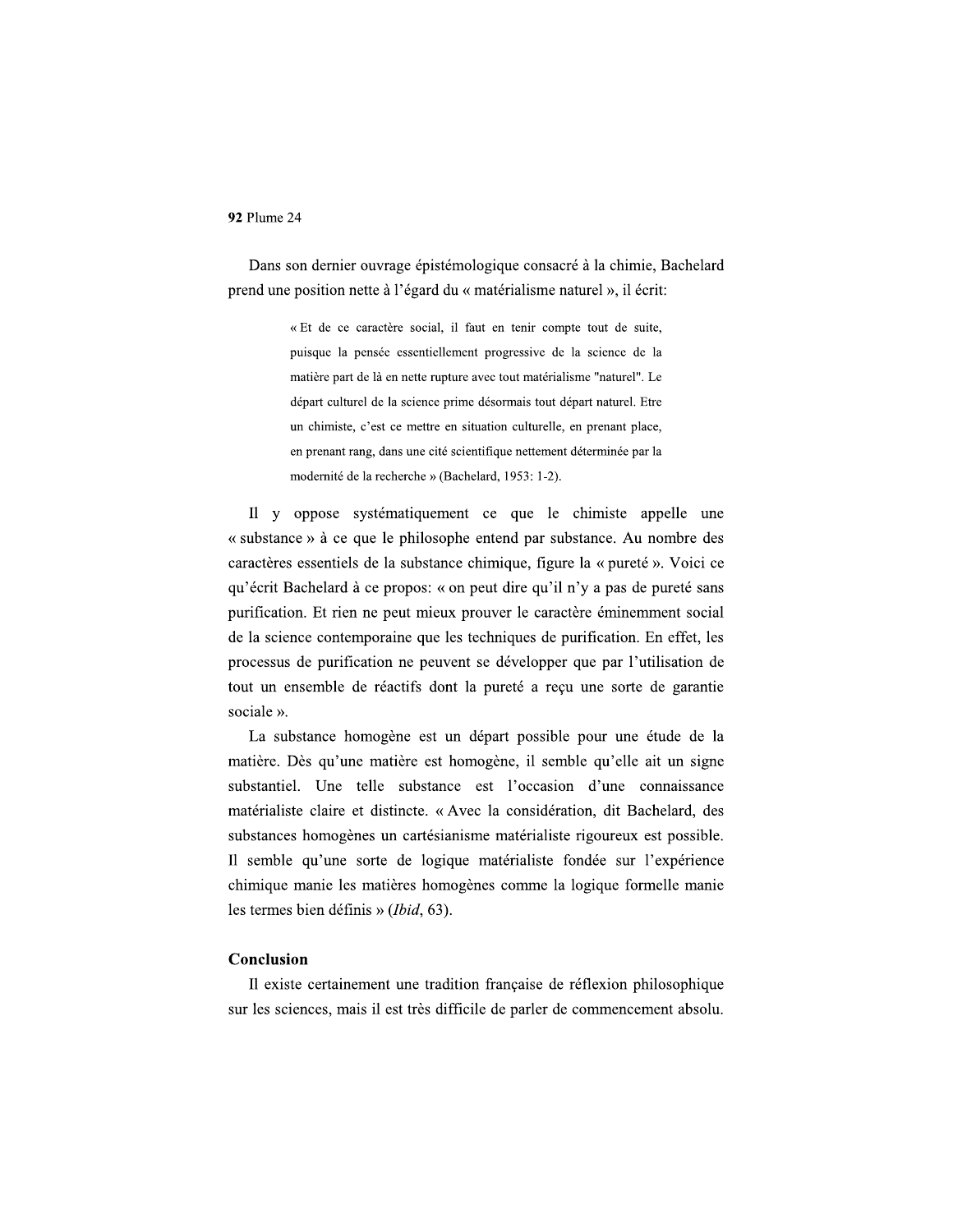Dans son dernier ouvrage épistémologique consacré à la chimie, Bachelard prend une position nette à l'égard du « matérialisme naturel », il écrit:

> « Et de ce caractère social, il faut en tenir compte tout de suite, puisque la pensée essentiellement progressive de la science de la matière part de là en nette rupture avec tout matérialisme "naturel". Le départ culturel de la science prime désormais tout départ naturel. Etre un chimiste, c'est ce mettre en situation culturelle, en prenant place, en prenant rang, dans une cité scientifique nettement déterminée par la modernité de la recherche » (Bachelard, 1953: 1-2).

Il y oppose systématiquement ce que le chimiste appelle une « substance » à ce que le philosophe entend par substance. Au nombre des caractères essentiels de la substance chimique, figure la « pureté ». Voici ce qu'écrit Bachelard à ce propos: « on peut dire qu'il n'y a pas de pureté sans purification. Et rien ne peut mieux prouver le caractère éminemment social de la science contemporaine que les techniques de purification. En effet, les processus de purification ne peuvent se développer que par l'utilisation de tout un ensemble de réactifs dont la pureté a reçu une sorte de garantie sociale ».

La substance homogène est un départ possible pour une étude de la matière. Dès qu'une matière est homogène, il semble qu'elle ait un signe substantiel. Une telle substance est l'occasion d'une connaissance matérialiste claire et distincte. « Avec la considération, dit Bachelard, des substances homogènes un cartésianisme matérialiste rigoureux est possible. Il semble qu'une sorte de logique matérialiste fondée sur l'expérience chimique manie les matières homogènes comme la logique formelle manie les termes bien définis » (*Ibid*, 63).

## Conclusion

Il existe certainement une tradition française de réflexion philosophique sur les sciences, mais il est très difficile de parler de commencement absolu.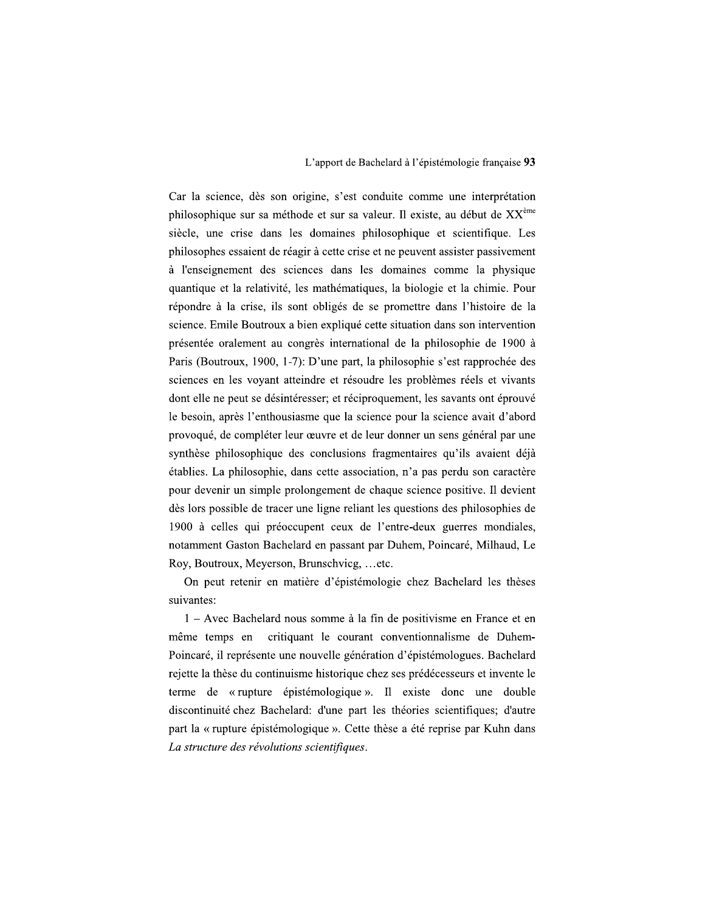Car la science, dès son origine, s'est conduite comme une interprétation philosophique sur sa méthode et sur sa valeur. Il existe, au début de XX[ème] siècle, une crise dans les domaines philosophique et scientifique. Les philosophes essaient de réagir à cette crise et ne peuvent assister passivement à l'enseignement des sciences dans les domaines comme la physique quantique et la relativité, les mathématiques, la biologie et la chimie. Pour répondre à la crise, ils sont obligés de se promettre dans l'histoire de la science. Emile Boutroux a bien expliqué cette situation dans son intervention présentée oralement au congrès international de la philosophie de 1900 à Paris (Boutroux, 1900, 1-7): D'une part, la philosophie s'est rapprochée des sciences en les voyant atteindre et résoudre les problèmes réels et vivants dont elle ne peut se désintéresser; et réciproquement, les savants ont éprouvé le besoin, après l'enthousiasme que la science pour la science avait d'abord provoqué, de compléter leur œuvre et de leur donner un sens général par une synthèse philosophique des conclusions fragmentaires qu'ils avaient déjà établies. La philosophie, dans cette association, n'a pas perdu son caractère pour devenir un simple prolongement de chaque science positive. Il devient dès lors possible de tracer une ligne reliant les questions des philosophies de 1900 à celles qui préoccupent ceux de l'entre-deux guerres mondiales, notamment Gaston Bachelard en passant par Duhem, Poincaré, Milhaud, Le Roy, Boutroux, Meyerson, Brunschvicg, …etc.

On peut retenir en matière d'épistémologie chez Bachelard les thèses suivantes:

1 – Avec Bachelard nous somme à la fin de positivisme en France et en même temps en critiquant le courant conventionnalisme de Duhem-Poincaré, il représente une nouvelle génération d'épistémologues. Bachelard rejette la thèse du continuisme historique chez ses prédécesseurs et invente le terme de « rupture épistémologique ». Il existe donc une double discontinuité chez Bachelard: d'une part les théories scientifiques; d'autre part la « rupture épistémologique ». Cette thèse a été reprise par Kuhn dans *La structure des révolutions scientifiques*.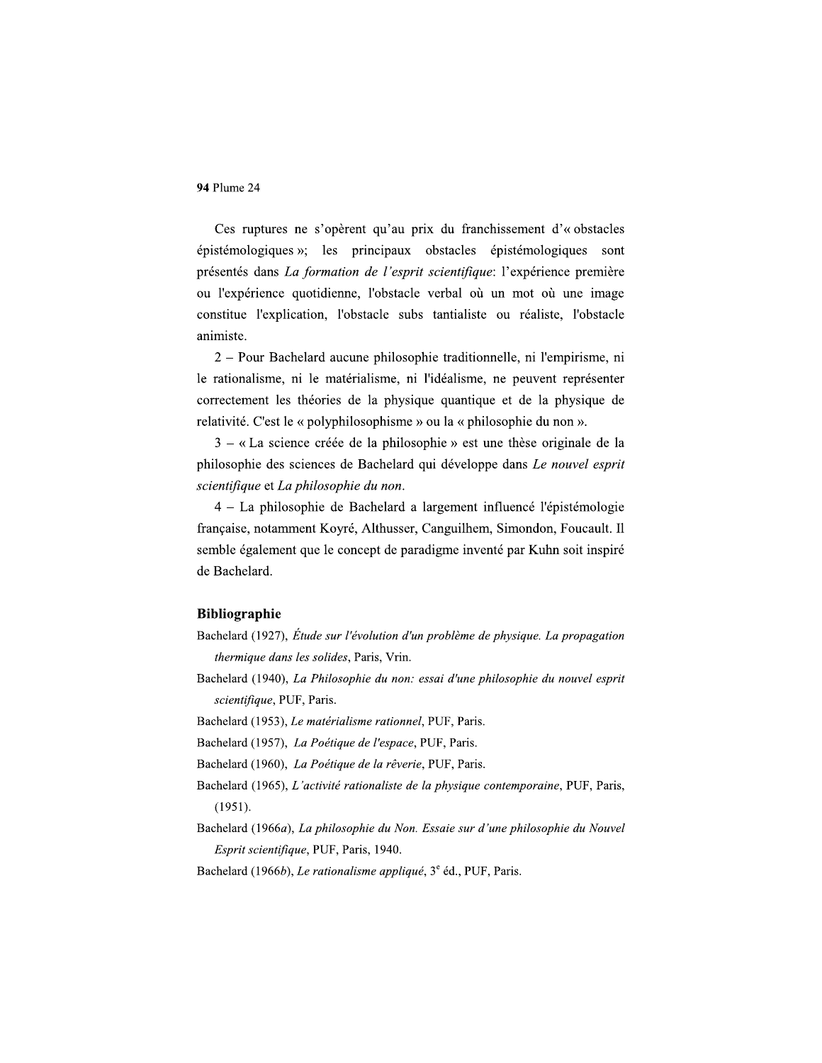Ces ruptures ne s'opèrent qu'au prix du franchissement d'« obstacles épistémologiques »; les principaux obstacles épistémologiques sont présentés dans *La formation de l'esprit scientifique*: l'expérience première ou l'expérience quotidienne, l'obstacle verbal où un mot où une image constitue l'explication, l'obstacle subs tantialiste ou réaliste, l'obstacle animiste.

2 – Pour Bachelard aucune philosophie traditionnelle, ni l'empirisme, ni le rationalisme, ni le matérialisme, ni l'idéalisme, ne peuvent représenter correctement les théories de la physique quantique et de la physique de relativité. C'est le « polyphilosophisme » ou la « philosophie du non ».

3 – « La science créée de la philosophie » est une thèse originale de la philosophie des sciences de Bachelard qui développe dans *Le nouvel esprit scientifique* et *La philosophie du non*.

4 – La philosophie de Bachelard a largement influencé l'épistémologie française, notamment Koyré, Althusser, Canguilhem, Simondon, Foucault. Il semble également que le concept de paradigme inventé par Kuhn soit inspiré de Bachelard.

### Bibliographie

Bachelard (1927), *Étude sur l'évolution d'un problème de physique. La propagation thermique dans les solides*, Paris, Vrin.

Bachelard (1940), *La Philosophie du non: essai d'une philosophie du nouvel esprit scientifique*, PUF, Paris.

Bachelard (1953), *Le matérialisme rationnel*, PUF, Paris.

Bachelard (1957), *La Poétique de l'espace*, PUF, Paris.

Bachelard (1960), *La Poétique de la rêverie*, PUF, Paris.

Bachelard (1965), *L'activité rationaliste de la physique contemporaine*, PUF, Paris, (1951).

Bachelard (1966*a*), *La philosophie du Non. Essaie sur d'une philosophie du Nouvel Esprit scientifique*, PUF, Paris, 1940.

Bachelard (1966*b*), *Le rationalisme appliqué*, 3[e] éd., PUF, Paris.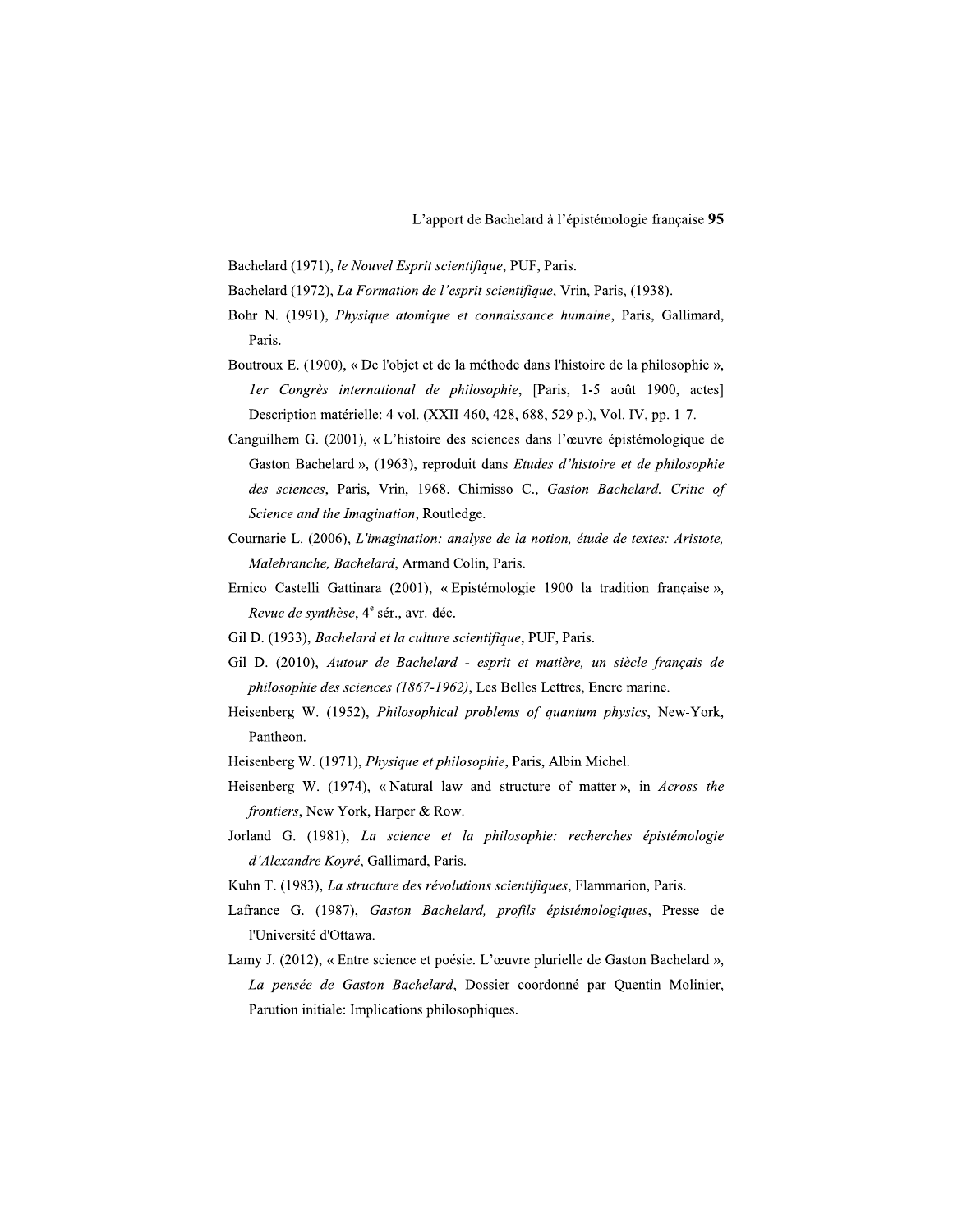Bachelard (1971), *le Nouvel Esprit scientifique*, PUF, Paris.

Bachelard (1972), *La Formation de l'esprit scientifique*, Vrin, Paris, (1938).

Bohr N. (1991), *Physique atomique et connaissance humaine*, Paris, Gallimard, Paris.

Boutroux E. (1900), « De l'objet et de la méthode dans l'histoire de la philosophie », *1er Congrès international de philosophie*, [Paris, 1-5 août 1900, actes] Description matérielle: 4 vol. (XXII-460, 428, 688, 529 p.), Vol. IV, pp. 1-7.

Canguilhem G. (2001), « L'histoire des sciences dans l'œuvre épistémologique de Gaston Bachelard », (1963), reproduit dans *Etudes d'histoire et de philosophie des sciences*, Paris, Vrin, 1968. Chimisso C., *Gaston Bachelard. Critic of Science and the Imagination*, Routledge.

Cournarie L. (2006), *L'imagination: analyse de la notion, étude de textes: Aristote, Malebranche, Bachelard*, Armand Colin, Paris.

Ernico Castelli Gattinara (2001), « Epistémologie 1900 la tradition française », *Revue de synthèse*, 4e sér., avr.-déc.

Gil D. (1933), *Bachelard et la culture scientifique*, PUF, Paris.

Gil D. (2010), *Autour de Bachelard - esprit et matière, un siècle français de philosophie des sciences (1867-1962)*, Les Belles Lettres, Encre marine.

Heisenberg W. (1952), *Philosophical problems of quantum physics*, New-York, Pantheon.

Heisenberg W. (1971), *Physique et philosophie*, Paris, Albin Michel.

Heisenberg W. (1974), « Natural law and structure of matter », in *Across the frontiers*, New York, Harper & Row.

Jorland G. (1981), *La science et la philosophie: recherches épistémologie d'Alexandre Koyré*, Gallimard, Paris.

Kuhn T. (1983), *La structure des révolutions scientifiques*, Flammarion, Paris.

Lafrance G. (1987), *Gaston Bachelard, profils épistémologiques*, Presse de l'Université d'Ottawa.

Lamy J. (2012), « Entre science et poésie. L'œuvre plurielle de Gaston Bachelard », *La pensée de Gaston Bachelard*, Dossier coordonné par Quentin Molinier, Parution initiale: Implications philosophiques.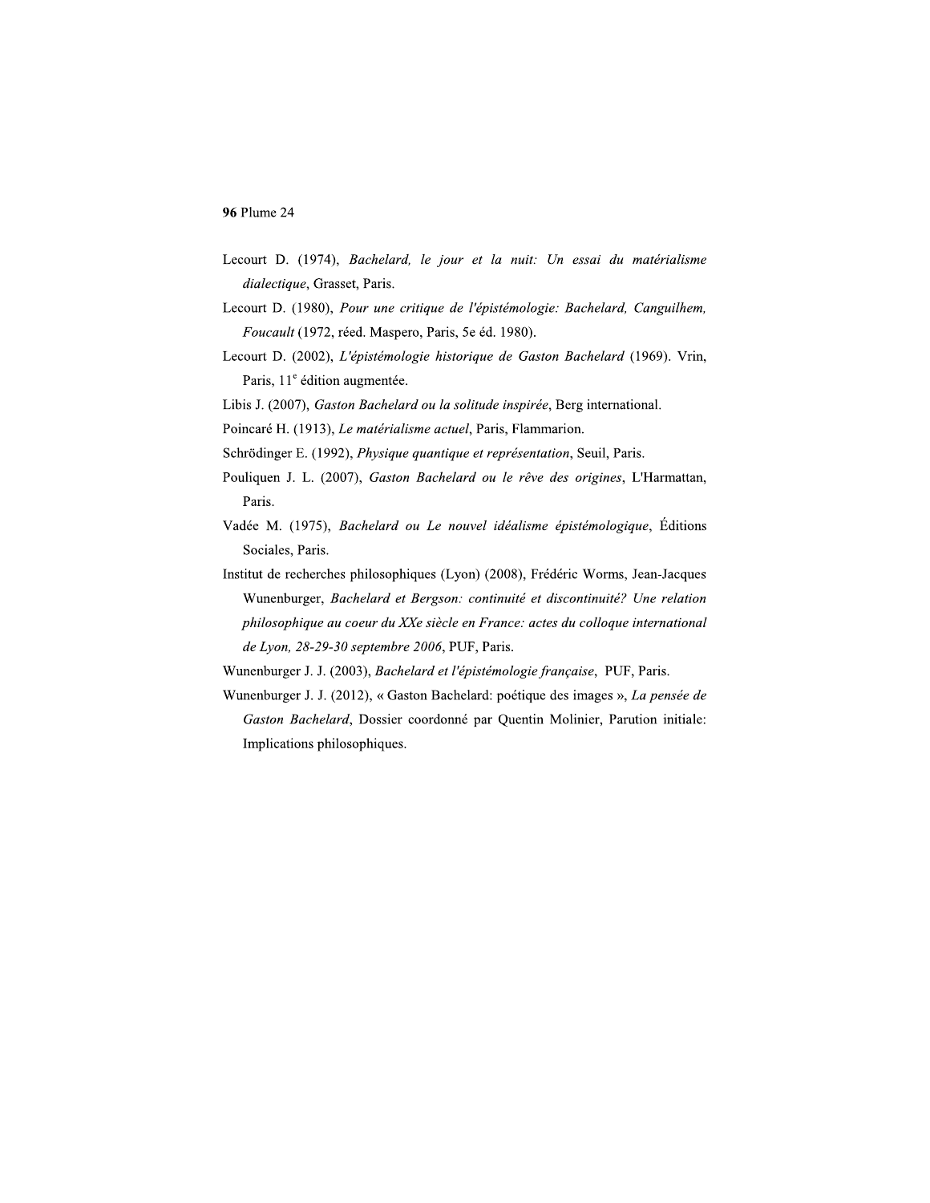Lecourt D. (1974), *Bachelard, le jour et la nuit: Un essai du matérialisme dialectique*, Grasset, Paris.

Lecourt D. (1980), *Pour une critique de l'épistémologie: Bachelard, Canguilhem, Foucault* (1972, réed. Maspero, Paris, 5e éd. 1980).

Lecourt D. (2002), *L'épistémologie historique de Gaston Bachelard* (1969). Vrin, Paris, 11e édition augmentée.

Libis J. (2007), *Gaston Bachelard ou la solitude inspirée*, Berg international.

Poincaré H. (1913), *Le matérialisme actuel*, Paris, Flammarion.

Schrödinger E. (1992), *Physique quantique et représentation*, Seuil, Paris.

Pouliquen J. L. (2007), *Gaston Bachelard ou le rêve des origines*, L'Harmattan, Paris.

Vadée M. (1975), *Bachelard ou Le nouvel idéalisme épistémologique*, Éditions Sociales, Paris.

Institut de recherches philosophiques (Lyon) (2008), Frédéric Worms, Jean-Jacques Wunenburger, *Bachelard et Bergson: continuité et discontinuité? Une relation philosophique au coeur du XXe siècle en France: actes du colloque international de Lyon, 28-29-30 septembre 2006*, PUF, Paris.

Wunenburger J. J. (2003), *Bachelard et l'épistémologie française*, PUF, Paris.

Wunenburger J. J. (2012), « Gaston Bachelard: poétique des images », *La pensée de Gaston Bachelard*, Dossier coordonné par Quentin Molinier, Parution initiale: Implications philosophiques.